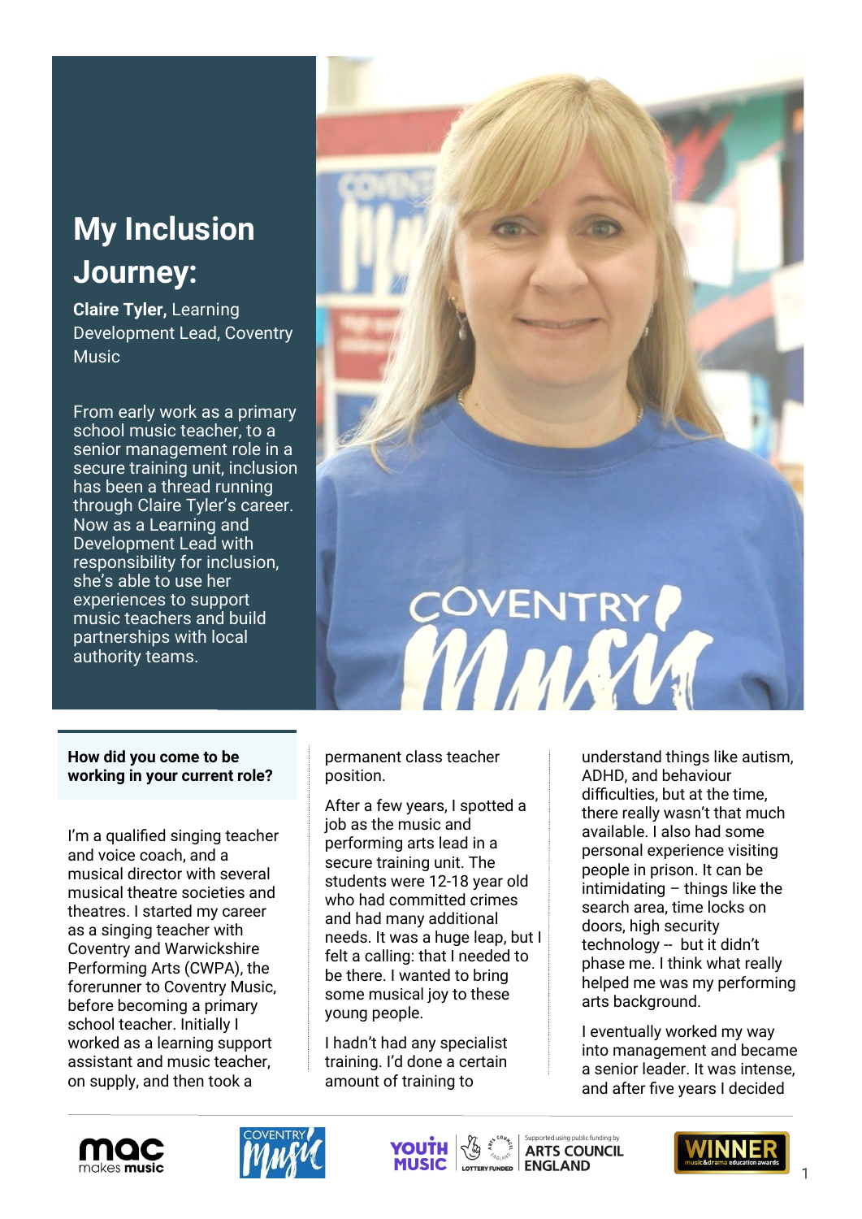# My Inclusion Journey:

**Claire Tyler,** Learning Development Lead, Coventry Music

From early work as a primary school music teacher, to a senior management role in a secure training unit, inclusion has been a thread running through Claire Tyler's career. Now as a Learning and Development Lead with responsibility for inclusion, she's able to use her experiences to support music teachers and build partnerships with local authority teams.

### How did you come to be working in your current role?

I'm a qualified singing teacher and voice coach, and a musical director with several musical theatre societies and theatres. I started my career as a singing teacher with Coventry and Warwickshire Performing Arts (CWPA), the forerunner to Coventry Music, before becoming a primary school teacher. Initially I worked as a learning support assistant and music teacher, on supply, and then took a permanent class teacher position.

After a few years, I spotted a job as the music and performing arts lead in a secure training unit. The students were 12-18 year old who had committed crimes and had many additional needs. It was a huge leap, but I felt a calling: that I needed to be there. I wanted to bring some musical joy to these young people.

I hadn't had any specialist training. I'd done a certain amount of training to understand things like autism, ADHD, and behaviour difficulties, but at the time, there really wasn't that much available. I also had some personal experience visiting people in prison. It can be intimidating – things like the search area, time locks on doors, high security technology -- but it didn't phase me. I think what really helped me was my performing arts background.

I eventually worked my way into management and became a senior leader. It was intense, and after five years I decided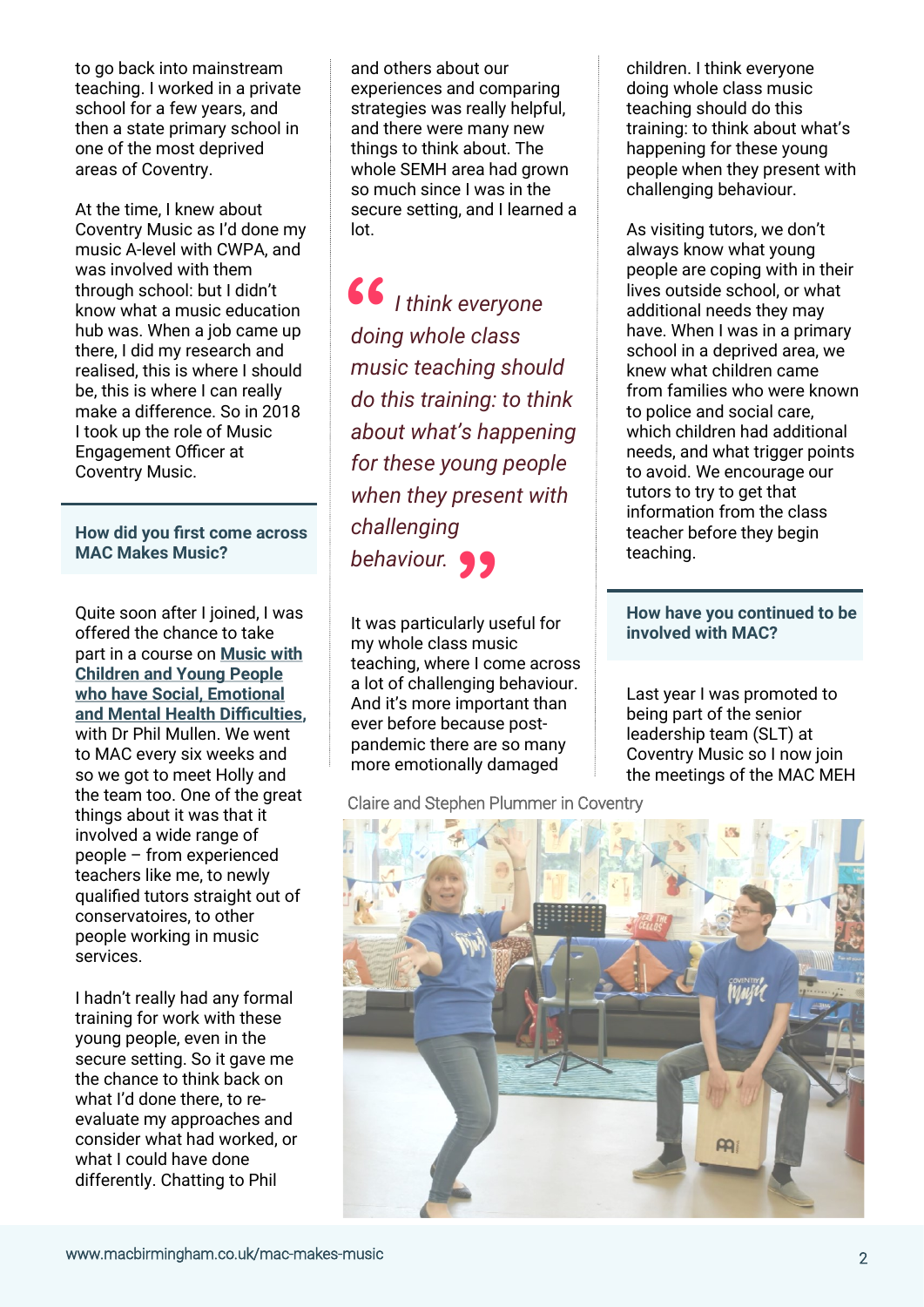to go back into mainstream teaching. I worked in a private school for a few years, and then a state primary school in one of the most deprived areas of Coventry.

At the time, I knew about Coventry Music as I'd done my music A-level with CWPA, and was involved with them through school: but I didn't know what a music education hub was. When a job came up there, I did my research and realised, this is where I should be, this is where I can really make a difference. So in 2018 I took up the role of Music Engagement Officer at Coventry Music.

### How did you first come across MAC Makes Music?

Quite soon after I joined, I was offered the chance to take part in a course on **Music with Children and Young People who have Social, Emotional and Mental Health Difficulties**, with Dr Phil Mullen. We went to MAC every six weeks and so we got to meet Holly and the team too. One of the great things about it was that it involved a wide range of people – from experienced teachers like me, to newly qualified tutors straight out of conservatoires, to other people working in music services.

I hadn't really had any formal training for work with these young people, even in the secure setting. So it gave me the chance to think back on what I'd done there, to re-evaluate my approaches and consider what had worked, or what I could have done differently. Chatting to Phil and others about our experiences and comparing strategies was really helpful, and there were many new things to think about. The whole SEMH area had grown so much since I was in the secure setting, and I learned a lot.

> *"I think everyone doing whole class music teaching should do this training: to think about what's happening for these young people when they present with challenging behaviour."*

It was particularly useful for my whole class music teaching, where I come across a lot of challenging behaviour. And it's more important than ever before because post-pandemic there are so many more emotionally damaged children. I think everyone doing whole class music teaching should do this training: to think about what's happening for these young people when they present with challenging behaviour.

As visiting tutors, we don't always know what young people are coping with in their lives outside school, or what additional needs they may have. When I was in a primary school in a deprived area, we knew what children came from families who were known to police and social care, which children had additional needs, and what trigger points to avoid. We encourage our tutors to try to get that information from the class teacher before they begin teaching.

### How have you continued to be involved with MAC?

Last year I was promoted to being part of the senior leadership team (SLT) at Coventry Music so I now join the meetings of the MAC MEH

Claire and Stephen Plummer in Coventry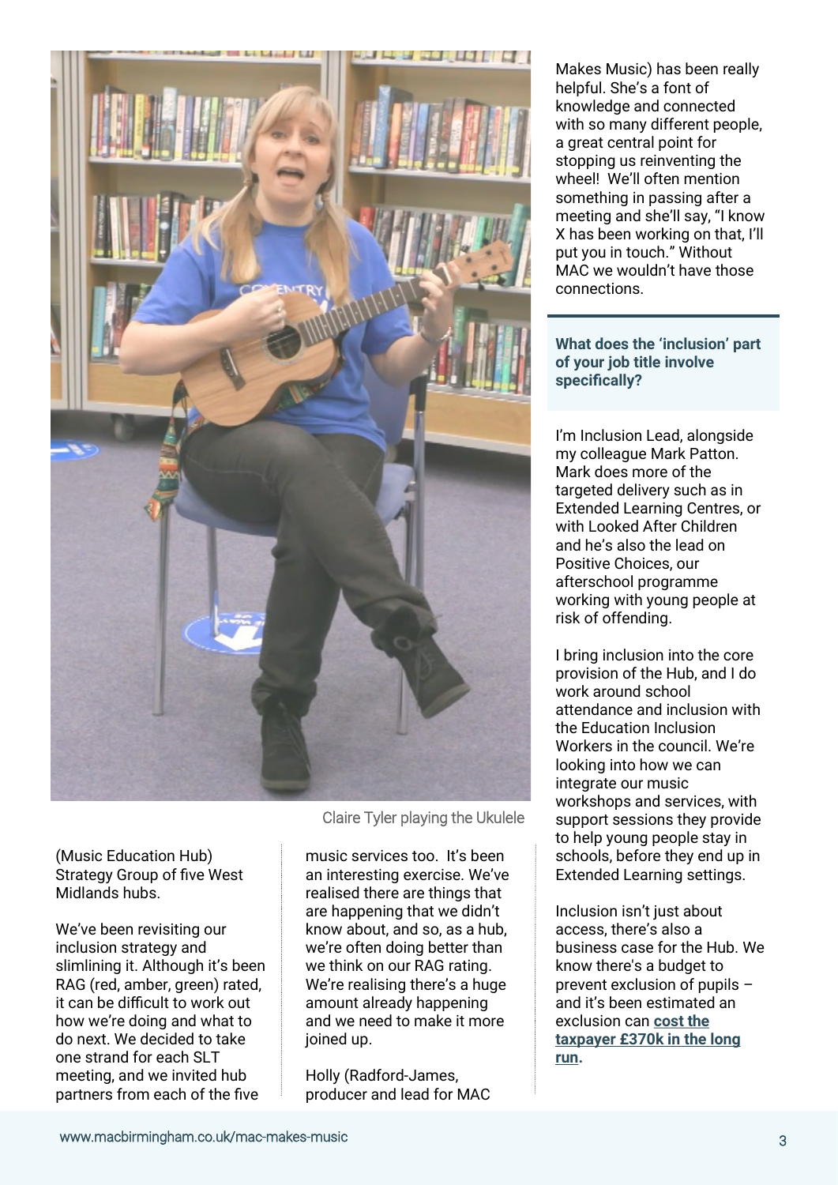Claire Tyler playing the Ukulele

(Music Education Hub) Strategy Group of five West Midlands hubs.

We've been revisiting our inclusion strategy and slimlining it. Although it's been RAG (red, amber, green) rated, it can be difficult to work out how we're doing and what to do next. We decided to take one strand for each SLT meeting, and we invited hub partners from each of the five music services too. It's been an interesting exercise. We've realised there are things that are happening that we didn't know about, and so, as a hub, we're often doing better than we think on our RAG rating. We're realising there's a huge amount already happening and we need to make it more joined up.

Holly (Radford-James, producer and lead for MAC Makes Music) has been really helpful. She's a font of knowledge and connected with so many different people, a great central point for stopping us reinventing the wheel! We'll often mention something in passing after a meeting and she'll say, "I know X has been working on that, I'll put you in touch." Without MAC we wouldn't have those connections.

**What does the 'inclusion' part of your job title involve specifically?**

I'm Inclusion Lead, alongside my colleague Mark Patton. Mark does more of the targeted delivery such as in Extended Learning Centres, or with Looked After Children and he's also the lead on Positive Choices, our afterschool programme working with young people at risk of offending.

I bring inclusion into the core provision of the Hub, and I do work around school attendance and inclusion with the Education Inclusion Workers in the council. We're looking into how we can integrate our music workshops and services, with support sessions they provide to help young people stay in schools, before they end up in Extended Learning settings.

Inclusion isn't just about access, there's also a business case for the Hub. We know there's a budget to prevent exclusion of pupils – and it's been estimated an exclusion can **cost the taxpayer £370k in the long run**.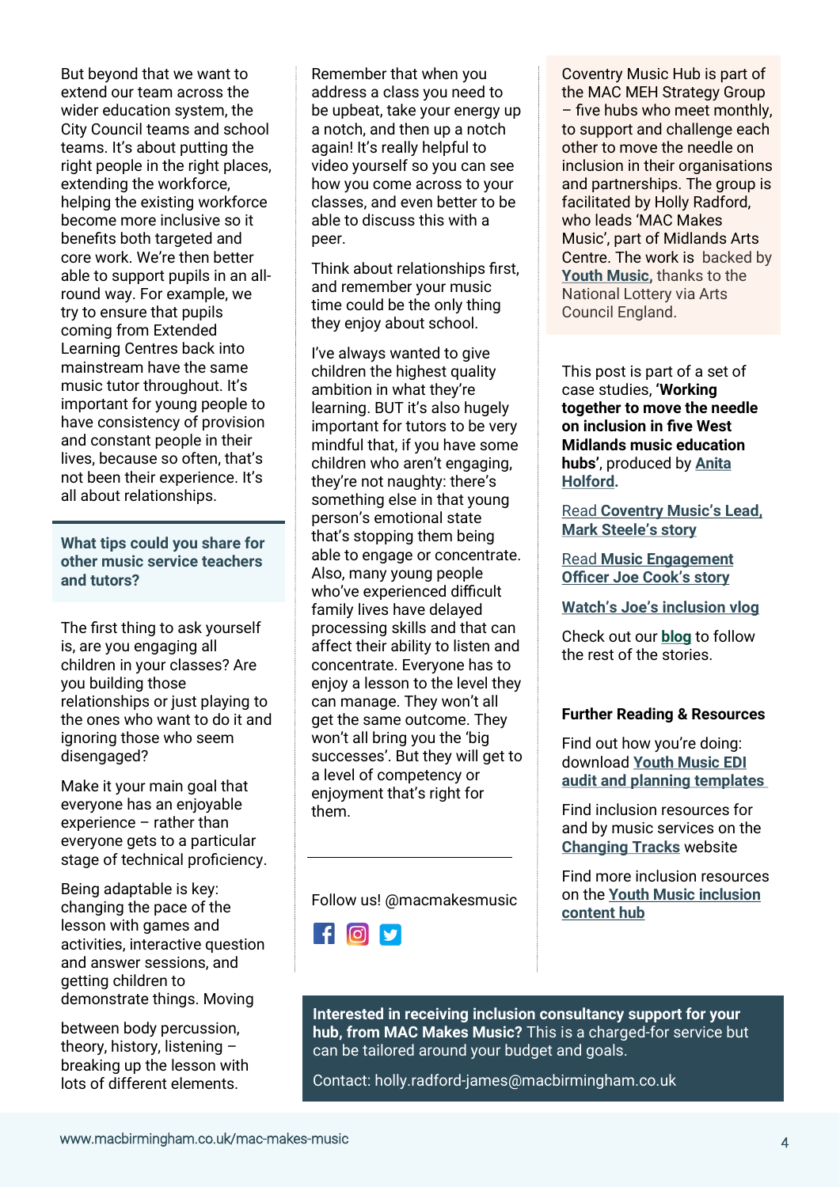But beyond that we want to extend our team across the wider education system, the City Council teams and school teams. It's about putting the right people in the right places, extending the workforce, helping the existing workforce become more inclusive so it benefits both targeted and core work. We're then better able to support pupils in an all-round way. For example, we try to ensure that pupils coming from Extended Learning Centres back into mainstream have the same music tutor throughout. It's important for young people to have consistency of provision and constant people in their lives, because so often, that's not been their experience. It's all about relationships.

**What tips could you share for other music service teachers and tutors?**

The first thing to ask yourself is, are you engaging all children in your classes? Are you building those relationships or just playing to the ones who want to do it and ignoring those who seem disengaged?

Make it your main goal that everyone has an enjoyable experience – rather than everyone gets to a particular stage of technical proficiency.

Being adaptable is key: changing the pace of the lesson with games and activities, interactive question and answer sessions, and getting children to demonstrate things. Moving between body percussion, theory, history, listening – breaking up the lesson with lots of different elements.

Remember that when you address a class you need to be upbeat, take your energy up a notch, and then up a notch again! It's really helpful to video yourself so you can see how you come across to your classes, and even better to be able to discuss this with a peer.

Think about relationships first, and remember your music time could be the only thing they enjoy about school.

I've always wanted to give children the highest quality ambition in what they're learning. BUT it's also hugely important for tutors to be very mindful that, if you have some children who aren't engaging, they're not naughty: there's something else in that young person's emotional state that's stopping them being able to engage or concentrate. Also, many young people who've experienced difficult family lives have delayed processing skills and that can affect their ability to listen and concentrate. Everyone has to enjoy a lesson to the level they can manage. They won't all get the same outcome. They won't all bring you the 'big successes'. But they will get to a level of competency or enjoyment that's right for them.

---

Follow us! @macmakesmusic

Coventry Music Hub is part of the MAC MEH Strategy Group – five hubs who meet monthly, to support and challenge each other to move the needle on inclusion in their organisations and partnerships. The group is facilitated by Holly Radford, who leads 'MAC Makes Music', part of Midlands Arts Centre. The work is backed by **Youth Music**, thanks to the National Lottery via Arts Council England.

This post is part of a set of case studies, **'Working together to move the needle on inclusion in five West Midlands music education hubs'**, produced by **Anita Holford**.

Read **Coventry Music's Lead, Mark Steele's story**

Read **Music Engagement Officer Joe Cook's story**

**Watch's Joe's inclusion vlog**

Check out our **blog** to follow the rest of the stories.

**Further Reading & Resources**

Find out how you're doing: download **Youth Music EDI audit and planning templates**

Find inclusion resources for and by music services on the **Changing Tracks** website

Find more inclusion resources on the **Youth Music inclusion content hub**

**Interested in receiving inclusion consultancy support for your hub, from MAC Makes Music?** This is a charged-for service but can be tailored around your budget and goals.

Contact: holly.radford-james@macbirmingham.co.uk

www.macbirmingham.co.uk/mac-makes-music